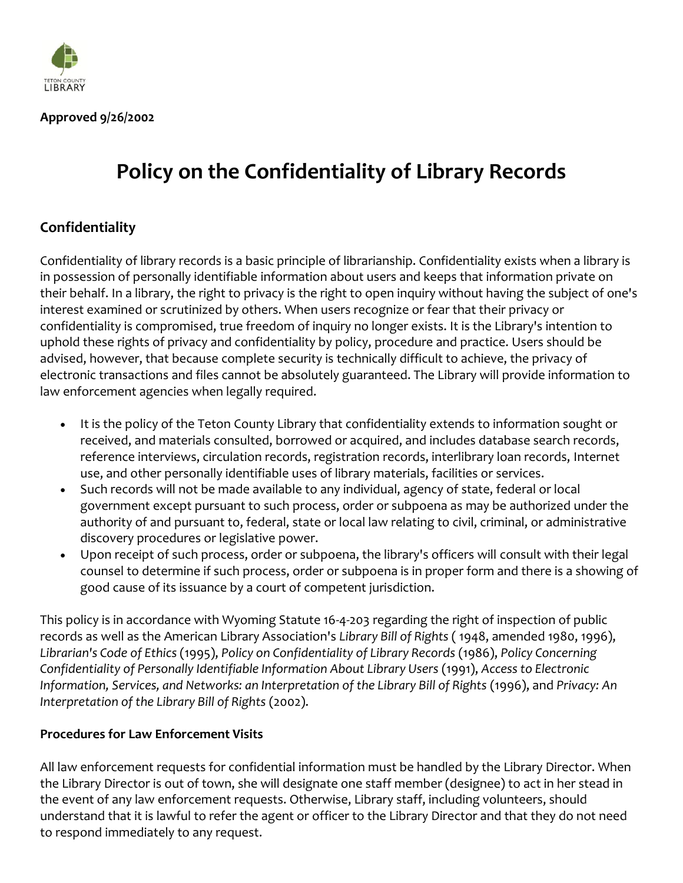TETON COUNTY LIBRARY

**Approved 9/26/2002**

# Policy on the Confidentiality of Library Records

## Confidentiality

Confidentiality of library records is a basic principle of librarianship. Confidentiality exists when a library is in possession of personally identifiable information about users and keeps that information private on their behalf. In a library, the right to privacy is the right to open inquiry without having the subject of one's interest examined or scrutinized by others. When users recognize or fear that their privacy or confidentiality is compromised, true freedom of inquiry no longer exists. It is the Library's intention to uphold these rights of privacy and confidentiality by policy, procedure and practice. Users should be advised, however, that because complete security is technically difficult to achieve, the privacy of electronic transactions and files cannot be absolutely guaranteed. The Library will provide information to law enforcement agencies when legally required.

- It is the policy of the Teton County Library that confidentiality extends to information sought or received, and materials consulted, borrowed or acquired, and includes database search records, reference interviews, circulation records, registration records, interlibrary loan records, Internet use, and other personally identifiable uses of library materials, facilities or services.
- Such records will not be made available to any individual, agency of state, federal or local government except pursuant to such process, order or subpoena as may be authorized under the authority of and pursuant to, federal, state or local law relating to civil, criminal, or administrative discovery procedures or legislative power.
- Upon receipt of such process, order or subpoena, the library's officers will consult with their legal counsel to determine if such process, order or subpoena is in proper form and there is a showing of good cause of its issuance by a court of competent jurisdiction.

This policy is in accordance with Wyoming Statute 16-4-203 regarding the right of inspection of public records as well as the American Library Association's *Library Bill of Rights* ( 1948, amended 1980, 1996), *Librarian's Code of Ethics* (1995), *Policy on Confidentiality of Library Records* (1986), *Policy Concerning Confidentiality of Personally Identifiable Information About Library Users* (1991), *Access to Electronic Information, Services, and Networks: an Interpretation of the Library Bill of Rights* (1996), and *Privacy: An Interpretation of the Library Bill of Rights* (2002).

### Procedures for Law Enforcement Visits

All law enforcement requests for confidential information must be handled by the Library Director. When the Library Director is out of town, she will designate one staff member (designee) to act in her stead in the event of any law enforcement requests. Otherwise, Library staff, including volunteers, should understand that it is lawful to refer the agent or officer to the Library Director and that they do not need to respond immediately to any request.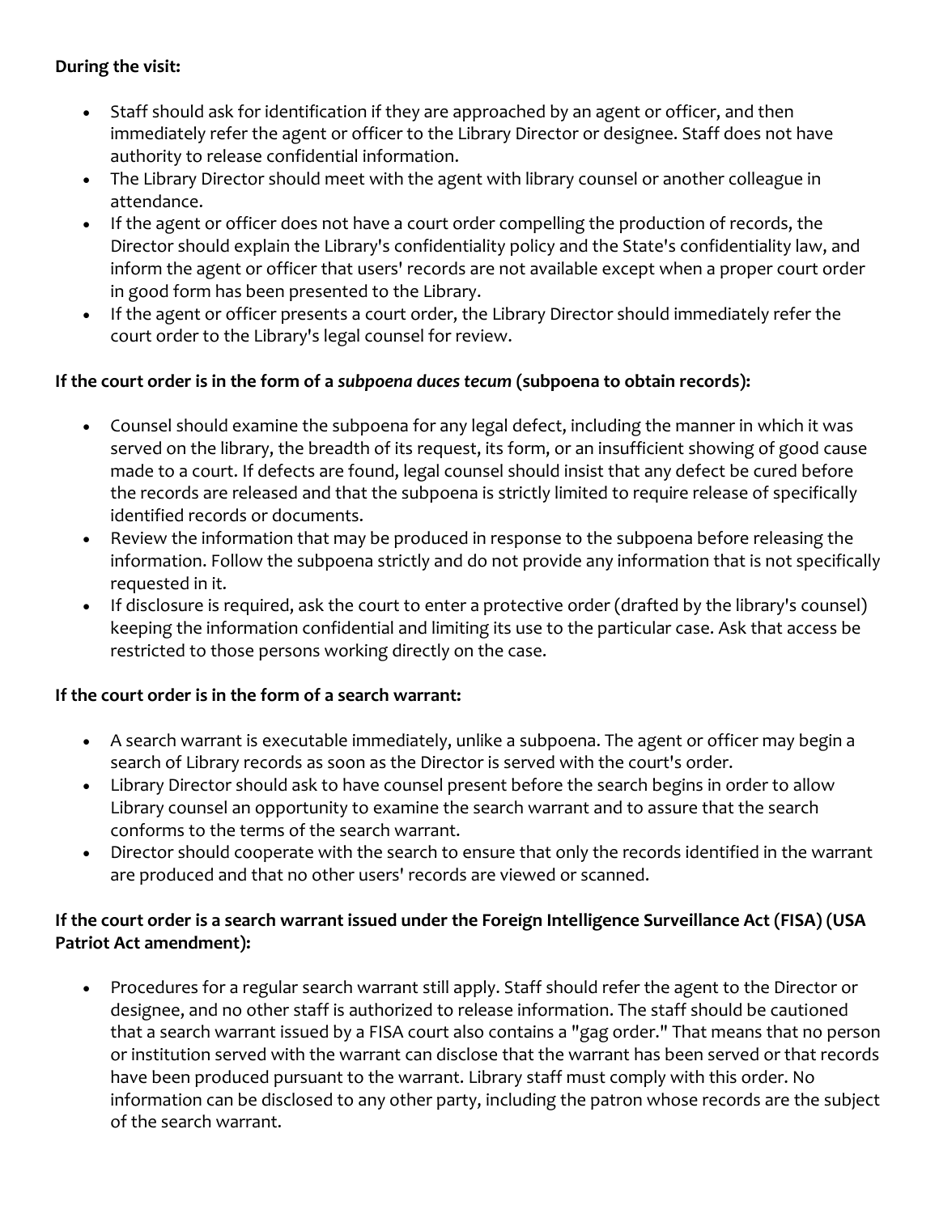**During the visit:**

- Staff should ask for identification if they are approached by an agent or officer, and then immediately refer the agent or officer to the Library Director or designee. Staff does not have authority to release confidential information.
- The Library Director should meet with the agent with library counsel or another colleague in attendance.
- If the agent or officer does not have a court order compelling the production of records, the Director should explain the Library's confidentiality policy and the State's confidentiality law, and inform the agent or officer that users' records are not available except when a proper court order in good form has been presented to the Library.
- If the agent or officer presents a court order, the Library Director should immediately refer the court order to the Library's legal counsel for review.

**If the court order is in the form of a *subpoena duces tecum* (subpoena to obtain records):**

- Counsel should examine the subpoena for any legal defect, including the manner in which it was served on the library, the breadth of its request, its form, or an insufficient showing of good cause made to a court. If defects are found, legal counsel should insist that any defect be cured before the records are released and that the subpoena is strictly limited to require release of specifically identified records or documents.
- Review the information that may be produced in response to the subpoena before releasing the information. Follow the subpoena strictly and do not provide any information that is not specifically requested in it.
- If disclosure is required, ask the court to enter a protective order (drafted by the library's counsel) keeping the information confidential and limiting its use to the particular case. Ask that access be restricted to those persons working directly on the case.

**If the court order is in the form of a search warrant:**

- A search warrant is executable immediately, unlike a subpoena. The agent or officer may begin a search of Library records as soon as the Director is served with the court's order.
- Library Director should ask to have counsel present before the search begins in order to allow Library counsel an opportunity to examine the search warrant and to assure that the search conforms to the terms of the search warrant.
- Director should cooperate with the search to ensure that only the records identified in the warrant are produced and that no other users' records are viewed or scanned.

**If the court order is a search warrant issued under the Foreign Intelligence Surveillance Act (FISA) (USA Patriot Act amendment):**

- Procedures for a regular search warrant still apply. Staff should refer the agent to the Director or designee, and no other staff is authorized to release information. The staff should be cautioned that a search warrant issued by a FISA court also contains a "gag order." That means that no person or institution served with the warrant can disclose that the warrant has been served or that records have been produced pursuant to the warrant. Library staff must comply with this order. No information can be disclosed to any other party, including the patron whose records are the subject of the search warrant.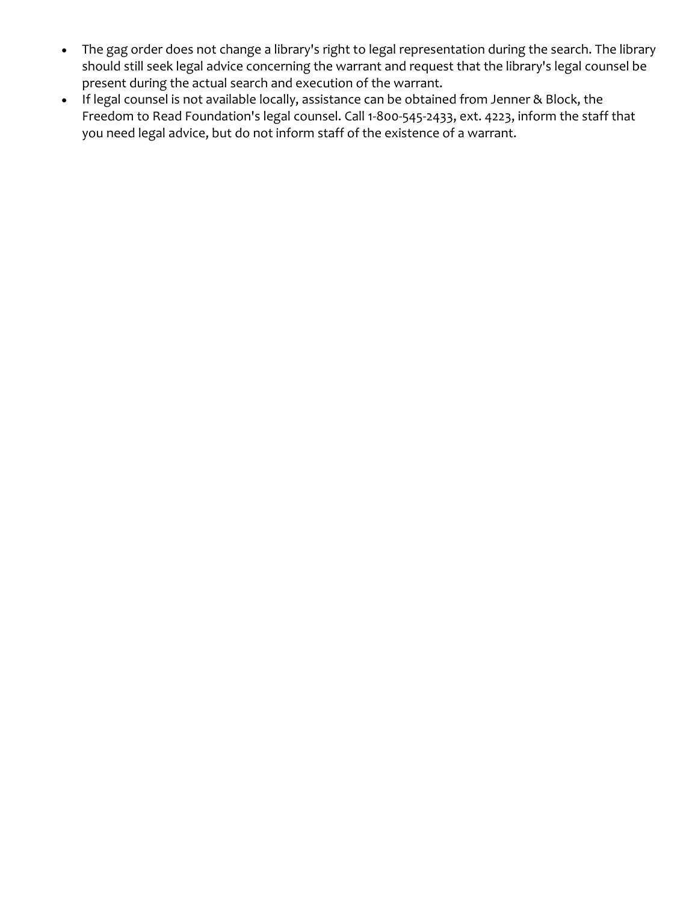- The gag order does not change a library's right to legal representation during the search. The library should still seek legal advice concerning the warrant and request that the library's legal counsel be present during the actual search and execution of the warrant.
- If legal counsel is not available locally, assistance can be obtained from Jenner & Block, the Freedom to Read Foundation's legal counsel. Call 1-800-545-2433, ext. 4223, inform the staff that you need legal advice, but do not inform staff of the existence of a warrant.